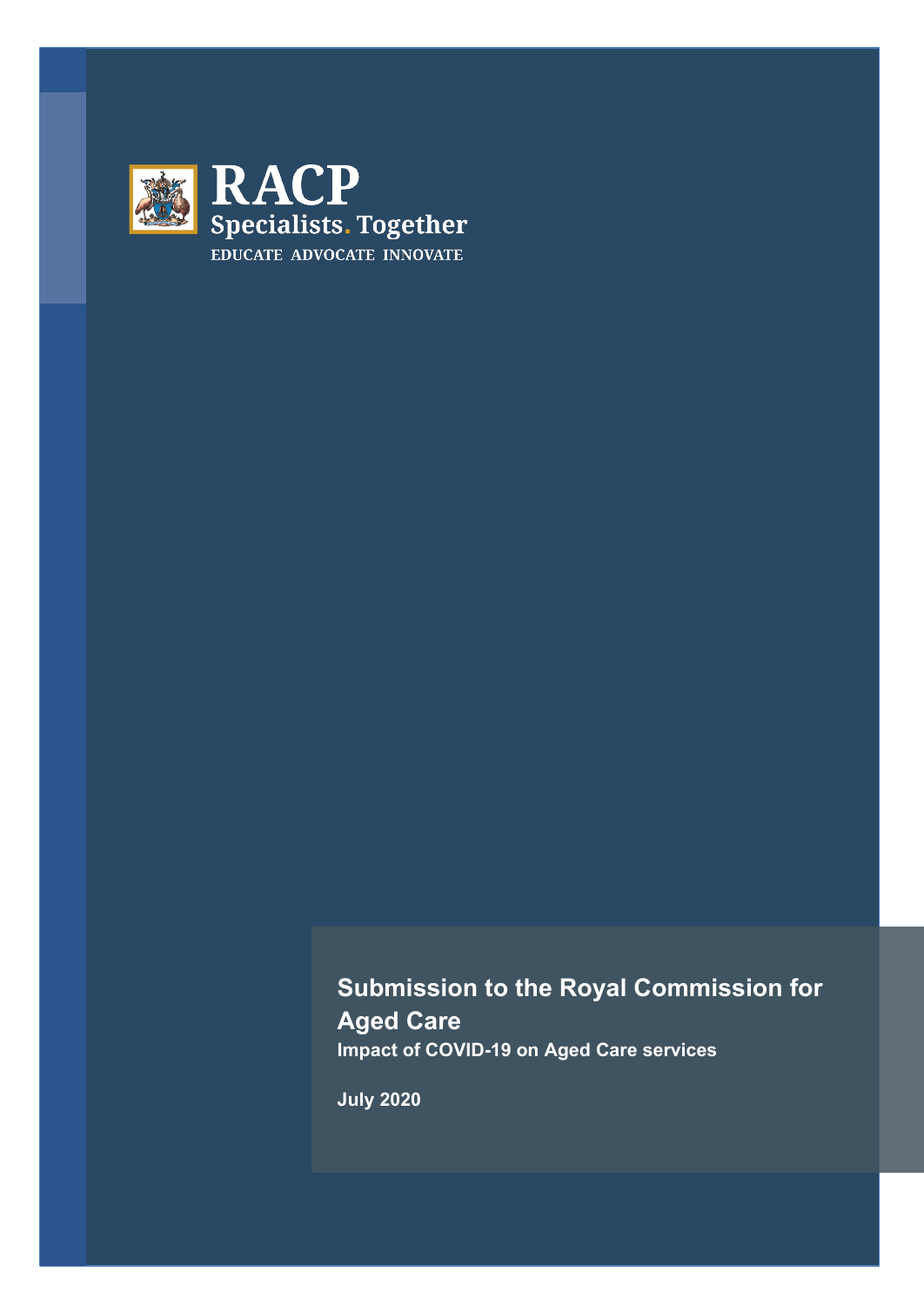RACP

Specialists. Together

EDUCATE ADVOCATE INNOVATE

# Submission to the Royal Commission for Aged Care

**Impact of COVID-19 on Aged Care services**

**July 2020**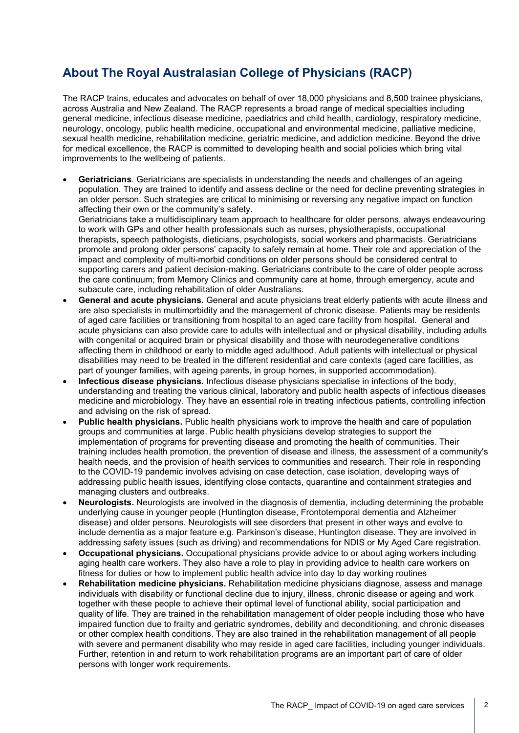## About The Royal Australasian College of Physicians (RACP)

The RACP trains, educates and advocates on behalf of over 18,000 physicians and 8,500 trainee physicians, across Australia and New Zealand. The RACP represents a broad range of medical specialties including general medicine, infectious disease medicine, paediatrics and child health, cardiology, respiratory medicine, neurology, oncology, public health medicine, occupational and environmental medicine, palliative medicine, sexual health medicine, rehabilitation medicine, geriatric medicine, and addiction medicine. Beyond the drive for medical excellence, the RACP is committed to developing health and social policies which bring vital improvements to the wellbeing of patients.

- **Geriatricians**. Geriatricians are specialists in understanding the needs and challenges of an ageing population. They are trained to identify and assess decline or the need for decline preventing strategies in an older person. Such strategies are critical to minimising or reversing any negative impact on function affecting their own or the community's safety.
  Geriatricians take a multidisciplinary team approach to healthcare for older persons, always endeavouring to work with GPs and other health professionals such as nurses, physiotherapists, occupational therapists, speech pathologists, dieticians, psychologists, social workers and pharmacists. Geriatricians promote and prolong older persons' capacity to safely remain at home. Their role and appreciation of the impact and complexity of multi-morbid conditions on older persons should be considered central to supporting carers and patient decision-making. Geriatricians contribute to the care of older people across the care continuum; from Memory Clinics and community care at home, through emergency, acute and subacute care, including rehabilitation of older Australians.
- **General and acute physicians.** General and acute physicians treat elderly patients with acute illness and are also specialists in multimorbidity and the management of chronic disease. Patients may be residents of aged care facilities or transitioning from hospital to an aged care facility from hospital. General and acute physicians can also provide care to adults with intellectual and or physical disability, including adults with congenital or acquired brain or physical disability and those with neurodegenerative conditions affecting them in childhood or early to middle aged adulthood. Adult patients with intellectual or physical disabilities may need to be treated in the different residential and care contexts (aged care facilities, as part of younger families, with ageing parents, in group homes, in supported accommodation).
- **Infectious disease physicians.** Infectious disease physicians specialise in infections of the body, understanding and treating the various clinical, laboratory and public health aspects of infectious diseases medicine and microbiology. They have an essential role in treating infectious patients, controlling infection and advising on the risk of spread.
- **Public health physicians.** Public health physicians work to improve the health and care of population groups and communities at large. Public health physicians develop strategies to support the implementation of programs for preventing disease and promoting the health of communities. Their training includes health promotion, the prevention of disease and illness, the assessment of a community's health needs, and the provision of health services to communities and research. Their role in responding to the COVID-19 pandemic involves advising on case detection, case isolation, developing ways of addressing public health issues, identifying close contacts, quarantine and containment strategies and managing clusters and outbreaks.
- **Neurologists.** Neurologists are involved in the diagnosis of dementia, including determining the probable underlying cause in younger people (Huntington disease, Frontotemporal dementia and Alzheimer disease) and older persons. Neurologists will see disorders that present in other ways and evolve to include dementia as a major feature e.g. Parkinson's disease, Huntington disease. They are involved in addressing safety issues (such as driving) and recommendations for NDIS or My Aged Care registration.
- **Occupational physicians.** Occupational physicians provide advice to or about aging workers including aging health care workers. They also have a role to play in providing advice to health care workers on fitness for duties or how to implement public health advice into day to day working routines
- **Rehabilitation medicine physicians.** Rehabilitation medicine physicians diagnose, assess and manage individuals with disability or functional decline due to injury, illness, chronic disease or ageing and work together with these people to achieve their optimal level of functional ability, social participation and quality of life. They are trained in the rehabilitation management of older people including those who have impaired function due to frailty and geriatric syndromes, debility and deconditioning, and chronic diseases or other complex health conditions. They are also trained in the rehabilitation management of all people with severe and permanent disability who may reside in aged care facilities, including younger individuals. Further, retention in and return to work rehabilitation programs are an important part of care of older persons with longer work requirements.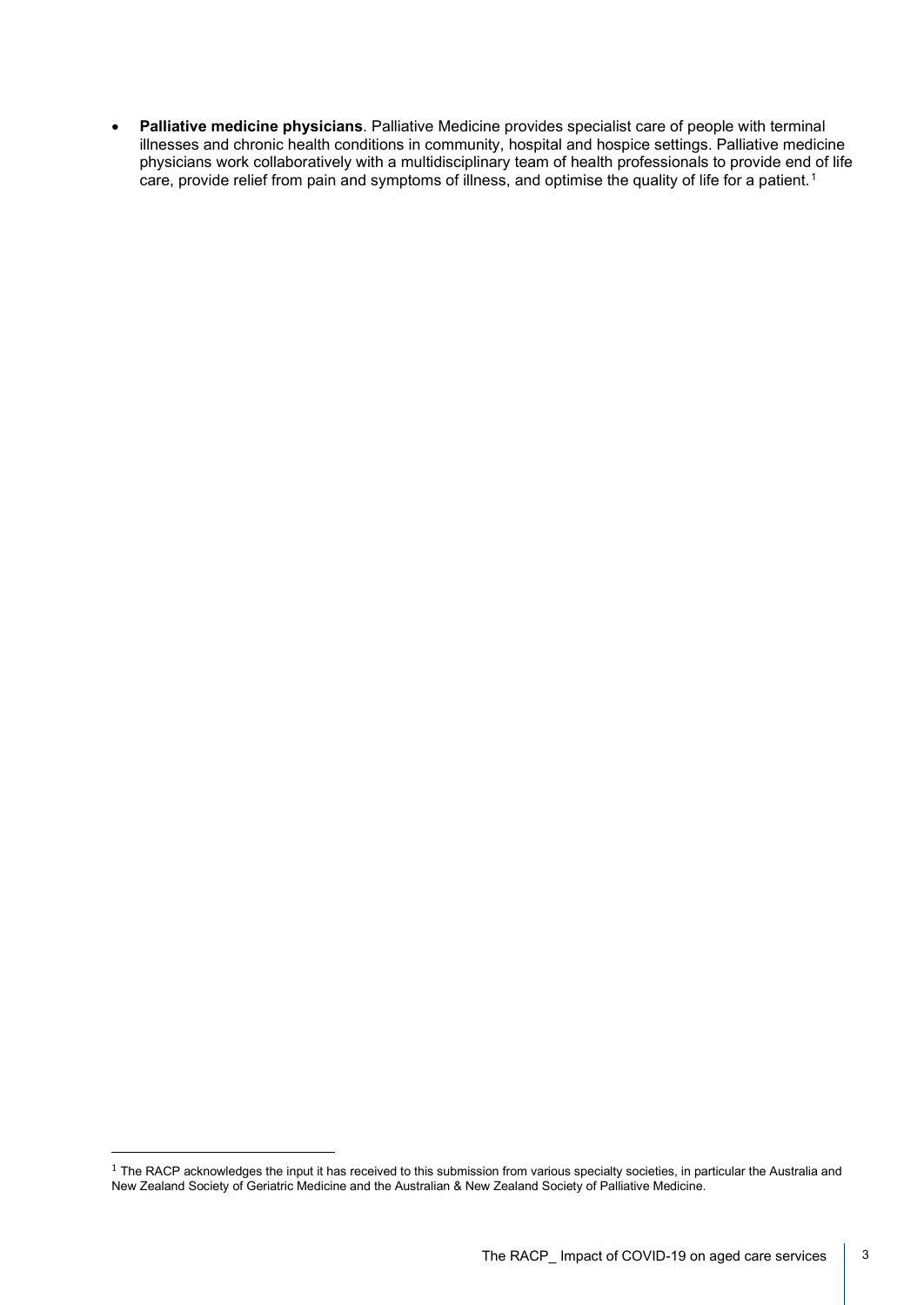- **Palliative medicine physicians**. Palliative Medicine provides specialist care of people with terminal illnesses and chronic health conditions in community, hospital and hospice settings. Palliative medicine physicians work collaboratively with a multidisciplinary team of health professionals to provide end of life care, provide relief from pain and symptoms of illness, and optimise the quality of life for a patient.[1]

---

[1] The RACP acknowledges the input it has received to this submission from various specialty societies, in particular the Australia and New Zealand Society of Geriatric Medicine and the Australian & New Zealand Society of Palliative Medicine.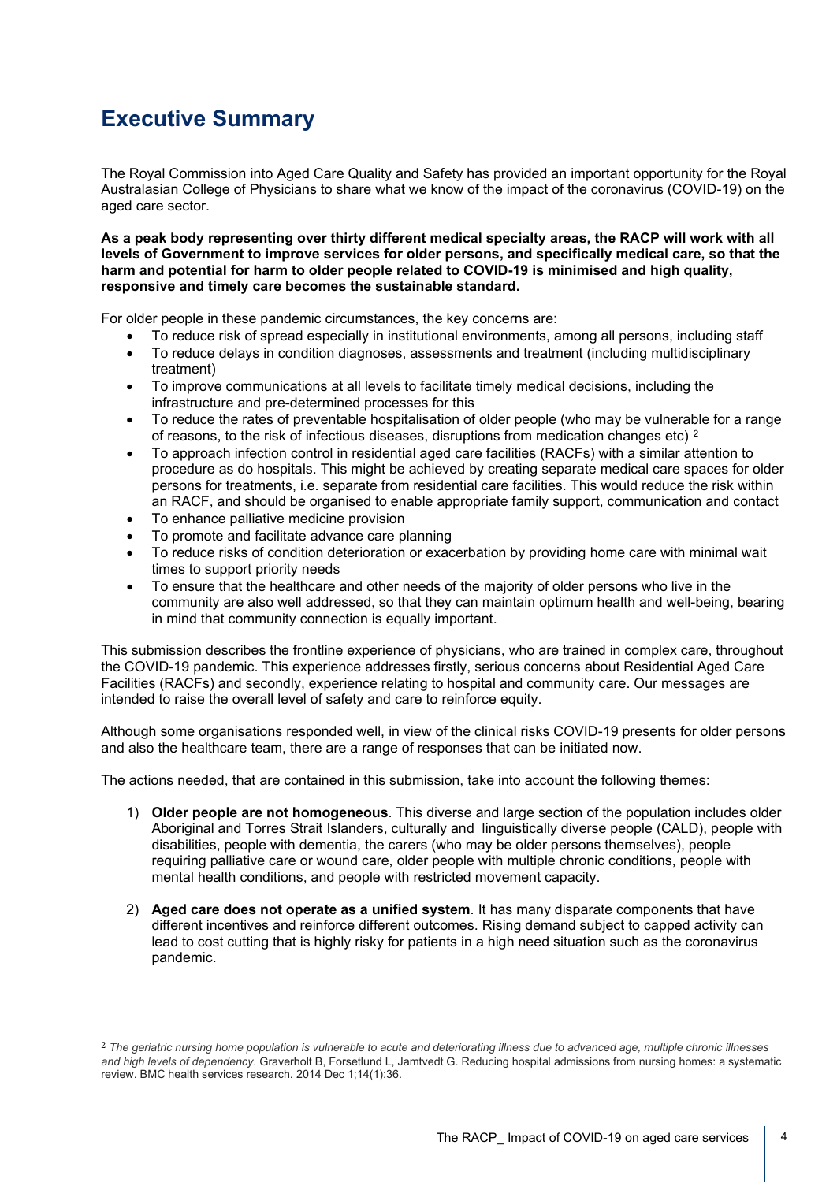# Executive Summary

The Royal Commission into Aged Care Quality and Safety has provided an important opportunity for the Royal Australasian College of Physicians to share what we know of the impact of the coronavirus (COVID-19) on the aged care sector.

**As a peak body representing over thirty different medical specialty areas, the RACP will work with all levels of Government to improve services for older persons, and specifically medical care, so that the harm and potential for harm to older people related to COVID-19 is minimised and high quality, responsive and timely care becomes the sustainable standard.**

For older people in these pandemic circumstances, the key concerns are:

- To reduce risk of spread especially in institutional environments, among all persons, including staff
- To reduce delays in condition diagnoses, assessments and treatment (including multidisciplinary treatment)
- To improve communications at all levels to facilitate timely medical decisions, including the infrastructure and pre-determined processes for this
- To reduce the rates of preventable hospitalisation of older people (who may be vulnerable for a range of reasons, to the risk of infectious diseases, disruptions from medication changes etc) [2]
- To approach infection control in residential aged care facilities (RACFs) with a similar attention to procedure as do hospitals. This might be achieved by creating separate medical care spaces for older persons for treatments, i.e. separate from residential care facilities. This would reduce the risk within an RACF, and should be organised to enable appropriate family support, communication and contact
- To enhance palliative medicine provision
- To promote and facilitate advance care planning
- To reduce risks of condition deterioration or exacerbation by providing home care with minimal wait times to support priority needs
- To ensure that the healthcare and other needs of the majority of older persons who live in the community are also well addressed, so that they can maintain optimum health and well-being, bearing in mind that community connection is equally important.

This submission describes the frontline experience of physicians, who are trained in complex care, throughout the COVID-19 pandemic. This experience addresses firstly, serious concerns about Residential Aged Care Facilities (RACFs) and secondly, experience relating to hospital and community care. Our messages are intended to raise the overall level of safety and care to reinforce equity.

Although some organisations responded well, in view of the clinical risks COVID-19 presents for older persons and also the healthcare team, there are a range of responses that can be initiated now.

The actions needed, that are contained in this submission, take into account the following themes:

1) **Older people are not homogeneous**. This diverse and large section of the population includes older Aboriginal and Torres Strait Islanders, culturally and linguistically diverse people (CALD), people with disabilities, people with dementia, the carers (who may be older persons themselves), people requiring palliative care or wound care, older people with multiple chronic conditions, people with mental health conditions, and people with restricted movement capacity.

2) **Aged care does not operate as a unified system**. It has many disparate components that have different incentives and reinforce different outcomes. Rising demand subject to capped activity can lead to cost cutting that is highly risky for patients in a high need situation such as the coronavirus pandemic.

---

[2] *The geriatric nursing home population is vulnerable to acute and deteriorating illness due to advanced age, multiple chronic illnesses and high levels of dependency*. Graverholt B, Forsetlund L, Jamtvedt G. Reducing hospital admissions from nursing homes: a systematic review. BMC health services research. 2014 Dec 1;14(1):36.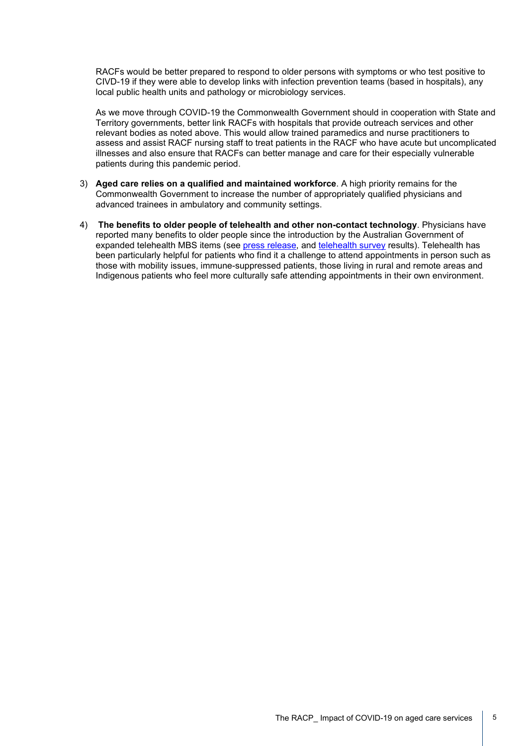RACFs would be better prepared to respond to older persons with symptoms or who test positive to CIVD-19 if they were able to develop links with infection prevention teams (based in hospitals), any local public health units and pathology or microbiology services.

As we move through COVID-19 the Commonwealth Government should in cooperation with State and Territory governments, better link RACFs with hospitals that provide outreach services and other relevant bodies as noted above. This would allow trained paramedics and nurse practitioners to assess and assist RACF nursing staff to treat patients in the RACF who have acute but uncomplicated illnesses and also ensure that RACFs can better manage and care for their especially vulnerable patients during this pandemic period.

3) **Aged care relies on a qualified and maintained workforce**. A high priority remains for the Commonwealth Government to increase the number of appropriately qualified physicians and advanced trainees in ambulatory and community settings.

4) **The benefits to older people of telehealth and other non-contact technology**. Physicians have reported many benefits to older people since the introduction by the Australian Government of expanded telehealth MBS items (see press release, and telehealth survey results). Telehealth has been particularly helpful for patients who find it a challenge to attend appointments in person such as those with mobility issues, immune-suppressed patients, those living in rural and remote areas and Indigenous patients who feel more culturally safe attending appointments in their own environment.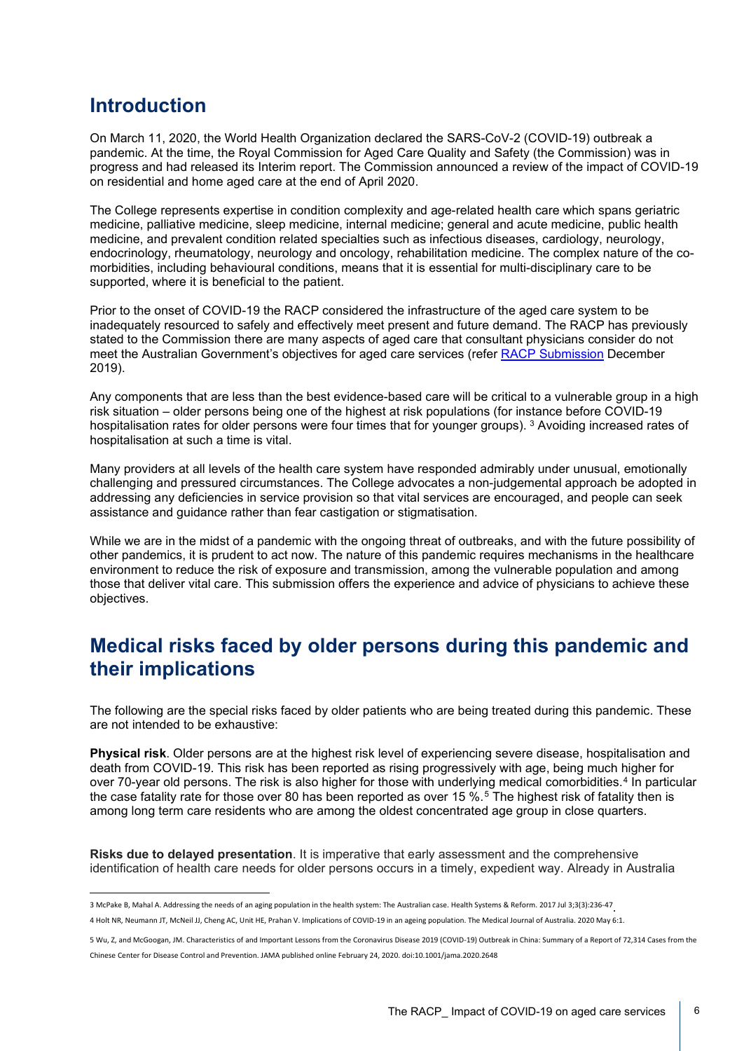## Introduction

On March 11, 2020, the World Health Organization declared the SARS-CoV-2 (COVID-19) outbreak a pandemic. At the time, the Royal Commission for Aged Care Quality and Safety (the Commission) was in progress and had released its Interim report. The Commission announced a review of the impact of COVID-19 on residential and home aged care at the end of April 2020.

The College represents expertise in condition complexity and age-related health care which spans geriatric medicine, palliative medicine, sleep medicine, internal medicine; general and acute medicine, public health medicine, and prevalent condition related specialties such as infectious diseases, cardiology, neurology, endocrinology, rheumatology, neurology and oncology, rehabilitation medicine. The complex nature of the co-morbidities, including behavioural conditions, means that it is essential for multi-disciplinary care to be supported, where it is beneficial to the patient.

Prior to the onset of COVID-19 the RACP considered the infrastructure of the aged care system to be inadequately resourced to safely and effectively meet present and future demand. The RACP has previously stated to the Commission there are many aspects of aged care that consultant physicians consider do not meet the Australian Government's objectives for aged care services (refer RACP Submission December 2019).

Any components that are less than the best evidence-based care will be critical to a vulnerable group in a high risk situation – older persons being one of the highest at risk populations (for instance before COVID-19 hospitalisation rates for older persons were four times that for younger groups). [3] Avoiding increased rates of hospitalisation at such a time is vital.

Many providers at all levels of the health care system have responded admirably under unusual, emotionally challenging and pressured circumstances. The College advocates a non-judgemental approach be adopted in addressing any deficiencies in service provision so that vital services are encouraged, and people can seek assistance and guidance rather than fear castigation or stigmatisation.

While we are in the midst of a pandemic with the ongoing threat of outbreaks, and with the future possibility of other pandemics, it is prudent to act now. The nature of this pandemic requires mechanisms in the healthcare environment to reduce the risk of exposure and transmission, among the vulnerable population and among those that deliver vital care. This submission offers the experience and advice of physicians to achieve these objectives.

## Medical risks faced by older persons during this pandemic and their implications

The following are the special risks faced by older patients who are being treated during this pandemic. These are not intended to be exhaustive:

**Physical risk**. Older persons are at the highest risk level of experiencing severe disease, hospitalisation and death from COVID-19. This risk has been reported as rising progressively with age, being much higher for over 70-year old persons. The risk is also higher for those with underlying medical comorbidities.[4] In particular the case fatality rate for those over 80 has been reported as over 15 %.[5] The highest risk of fatality then is among long term care residents who are among the oldest concentrated age group in close quarters.

**Risks due to delayed presentation**. It is imperative that early assessment and the comprehensive identification of health care needs for older persons occurs in a timely, expedient way. Already in Australia

3 McPake B, Mahal A. Addressing the needs of an aging population in the health system: The Australian case. Health Systems & Reform. 2017 Jul 3;3(3):236-47.

4 Holt NR, Neumann JT, McNeil JJ, Cheng AC, Unit HE, Prahan V. Implications of COVID-19 in an ageing population. The Medical Journal of Australia. 2020 May 6:1.

5 Wu, Z, and McGoogan, JM. Characteristics of and Important Lessons from the Coronavirus Disease 2019 (COVID-19) Outbreak in China: Summary of a Report of 72,314 Cases from the Chinese Center for Disease Control and Prevention. JAMA published online February 24, 2020. doi:10.1001/jama.2020.2648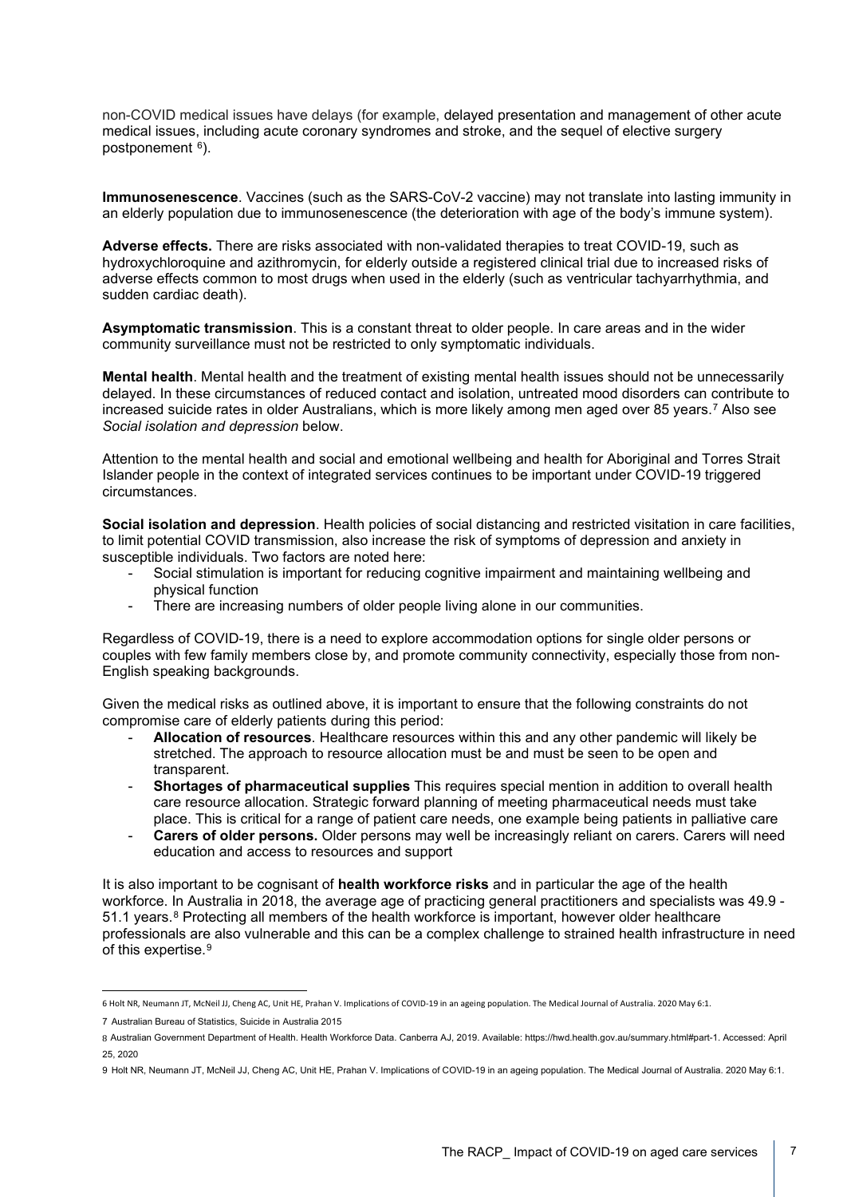non-COVID medical issues have delays (for example, delayed presentation and management of other acute medical issues, including acute coronary syndromes and stroke, and the sequel of elective surgery postponement [6]).

**Immunosenescence**. Vaccines (such as the SARS-CoV-2 vaccine) may not translate into lasting immunity in an elderly population due to immunosenescence (the deterioration with age of the body's immune system).

**Adverse effects.** There are risks associated with non-validated therapies to treat COVID-19, such as hydroxychloroquine and azithromycin, for elderly outside a registered clinical trial due to increased risks of adverse effects common to most drugs when used in the elderly (such as ventricular tachyarrhythmia, and sudden cardiac death).

**Asymptomatic transmission**. This is a constant threat to older people. In care areas and in the wider community surveillance must not be restricted to only symptomatic individuals.

**Mental health**. Mental health and the treatment of existing mental health issues should not be unnecessarily delayed. In these circumstances of reduced contact and isolation, untreated mood disorders can contribute to increased suicide rates in older Australians, which is more likely among men aged over 85 years.[7] Also see *Social isolation and depression* below.

Attention to the mental health and social and emotional wellbeing and health for Aboriginal and Torres Strait Islander people in the context of integrated services continues to be important under COVID-19 triggered circumstances.

**Social isolation and depression**. Health policies of social distancing and restricted visitation in care facilities, to limit potential COVID transmission, also increase the risk of symptoms of depression and anxiety in susceptible individuals. Two factors are noted here:

- Social stimulation is important for reducing cognitive impairment and maintaining wellbeing and physical function
- There are increasing numbers of older people living alone in our communities.

Regardless of COVID-19, there is a need to explore accommodation options for single older persons or couples with few family members close by, and promote community connectivity, especially those from non-English speaking backgrounds.

Given the medical risks as outlined above, it is important to ensure that the following constraints do not compromise care of elderly patients during this period:

- **Allocation of resources**. Healthcare resources within this and any other pandemic will likely be stretched. The approach to resource allocation must be and must be seen to be open and transparent.
- **Shortages of pharmaceutical supplies** This requires special mention in addition to overall health care resource allocation. Strategic forward planning of meeting pharmaceutical needs must take place. This is critical for a range of patient care needs, one example being patients in palliative care
- **Carers of older persons.** Older persons may well be increasingly reliant on carers. Carers will need education and access to resources and support

It is also important to be cognisant of **health workforce risks** and in particular the age of the health workforce. In Australia in 2018, the average age of practicing general practitioners and specialists was 49.9 - 51.1 years.[8] Protecting all members of the health workforce is important, however older healthcare professionals are also vulnerable and this can be a complex challenge to strained health infrastructure in need of this expertise.[9]

---

6 Holt NR, Neumann JT, McNeil JJ, Cheng AC, Unit HE, Prahan V. Implications of COVID-19 in an ageing population. The Medical Journal of Australia. 2020 May 6:1.

7 Australian Bureau of Statistics, Suicide in Australia 2015

8 Australian Government Department of Health. Health Workforce Data. Canberra AJ, 2019. Available: https://hwd.health.gov.au/summary.html#part-1. Accessed: April 25, 2020

9 Holt NR, Neumann JT, McNeil JJ, Cheng AC, Unit HE, Prahan V. Implications of COVID-19 in an ageing population. The Medical Journal of Australia. 2020 May 6:1.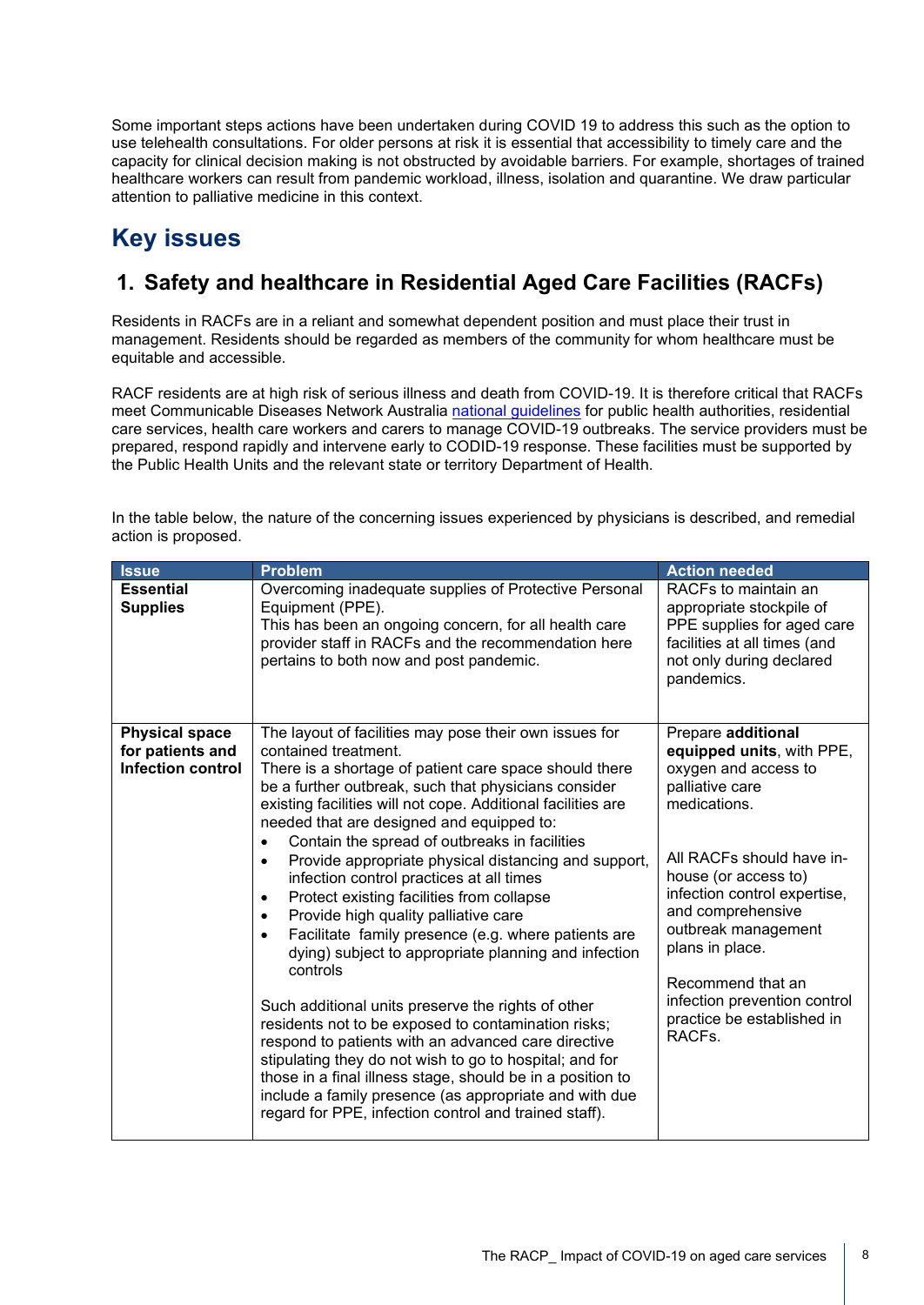Some important steps actions have been undertaken during COVID 19 to address this such as the option to use telehealth consultations. For older persons at risk it is essential that accessibility to timely care and the capacity for clinical decision making is not obstructed by avoidable barriers. For example, shortages of trained healthcare workers can result from pandemic workload, illness, isolation and quarantine. We draw particular attention to palliative medicine in this context.

# Key issues

## 1. Safety and healthcare in Residential Aged Care Facilities (RACFs)

Residents in RACFs are in a reliant and somewhat dependent position and must place their trust in management. Residents should be regarded as members of the community for whom healthcare must be equitable and accessible.

RACF residents are at high risk of serious illness and death from COVID-19. It is therefore critical that RACFs meet Communicable Diseases Network Australia national guidelines for public health authorities, residential care services, health care workers and carers to manage COVID-19 outbreaks. The service providers must be prepared, respond rapidly and intervene early to CODID-19 response. These facilities must be supported by the Public Health Units and the relevant state or territory Department of Health.

In the table below, the nature of the concerning issues experienced by physicians is described, and remedial action is proposed.

| Issue | Problem | Action needed |
|---|---|---|
| **Essential Supplies** | Overcoming inadequate supplies of Protective Personal Equipment (PPE).<br>This has been an ongoing concern, for all health care provider staff in RACFs and the recommendation here pertains to both now and post pandemic. | RACFs to maintain an appropriate stockpile of PPE supplies for aged care facilities at all times (and not only during declared pandemics. |
| **Physical space for patients and Infection control** | The layout of facilities may pose their own issues for contained treatment.<br>There is a shortage of patient care space should there be a further outbreak, such that physicians consider existing facilities will not cope. Additional facilities are needed that are designed and equipped to:<br>• Contain the spread of outbreaks in facilities<br>• Provide appropriate physical distancing and support, infection control practices at all times<br>• Protect existing facilities from collapse<br>• Provide high quality palliative care<br>• Facilitate family presence (e.g. where patients are dying) subject to appropriate planning and infection controls<br><br>Such additional units preserve the rights of other residents not to be exposed to contamination risks; respond to patients with an advanced care directive stipulating they do not wish to go to hospital; and for those in a final illness stage, should be in a position to include a family presence (as appropriate and with due regard for PPE, infection control and trained staff). | Prepare **additional equipped units**, with PPE, oxygen and access to palliative care medications.<br><br>All RACFs should have in-house (or access to) infection control expertise, and comprehensive outbreak management plans in place.<br><br>Recommend that an infection prevention control practice be established in RACFs. |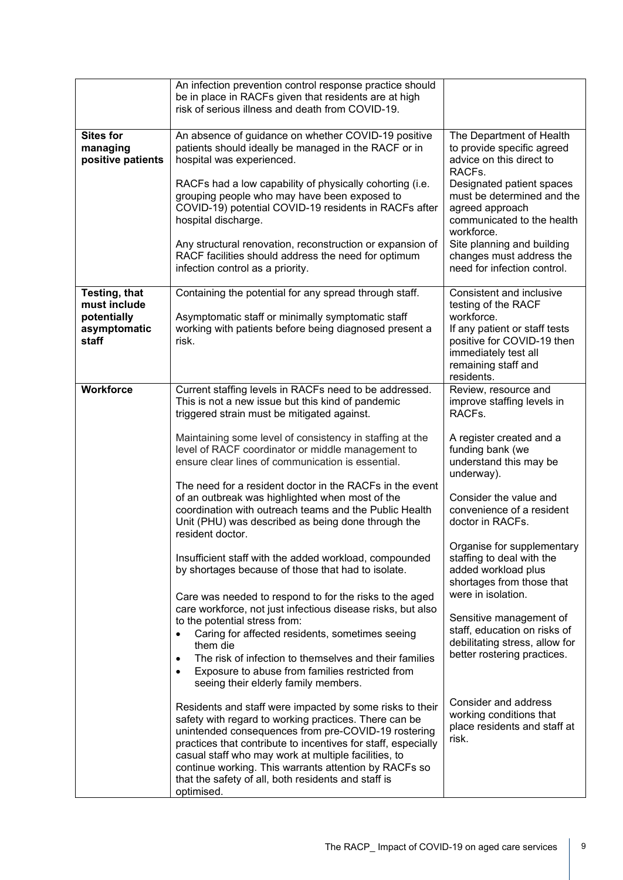| | | |
|---|---|---|
| | An infection prevention control response practice should be in place in RACFs given that residents are at high risk of serious illness and death from COVID-19. | |
| **Sites for managing positive patients** | An absence of guidance on whether COVID-19 positive patients should ideally be managed in the RACF or in hospital was experienced.<br><br>RACFs had a low capability of physically cohorting (i.e. grouping people who may have been exposed to COVID-19) potential COVID-19 residents in RACFs after hospital discharge.<br><br>Any structural renovation, reconstruction or expansion of RACF facilities should address the need for optimum infection control as a priority. | The Department of Health to provide specific agreed advice on this direct to RACFs.<br>Designated patient spaces must be determined and the agreed approach communicated to the health workforce.<br>Site planning and building changes must address the need for infection control. |
| **Testing, that must include potentially asymptomatic staff** | Containing the potential for any spread through staff.<br><br>Asymptomatic staff or minimally symptomatic staff working with patients before being diagnosed present a risk. | Consistent and inclusive testing of the RACF workforce.<br>If any patient or staff tests positive for COVID-19 then immediately test all remaining staff and residents. |
| **Workforce** | Current staffing levels in RACFs need to be addressed. This is not a new issue but this kind of pandemic triggered strain must be mitigated against.<br><br>Maintaining some level of consistency in staffing at the level of RACF coordinator or middle management to ensure clear lines of communication is essential.<br><br>The need for a resident doctor in the RACFs in the event of an outbreak was highlighted when most of the coordination with outreach teams and the Public Health Unit (PHU) was described as being done through the resident doctor.<br><br>Insufficient staff with the added workload, compounded by shortages because of those that had to isolate.<br><br>Care was needed to respond to for the risks to the aged care workforce, not just infectious disease risks, but also to the potential stress from:<br>• Caring for affected residents, sometimes seeing them die<br>• The risk of infection to themselves and their families<br>• Exposure to abuse from families restricted from seeing their elderly family members.<br><br>Residents and staff were impacted by some risks to their safety with regard to working practices. There can be unintended consequences from pre-COVID-19 rostering practices that contribute to incentives for staff, especially casual staff who may work at multiple facilities, to continue working. This warrants attention by RACFs so that the safety of all, both residents and staff is optimised. | Review, resource and improve staffing levels in RACFs.<br><br>A register created and a funding bank (we understand this may be underway).<br><br>Consider the value and convenience of a resident doctor in RACFs.<br><br>Organise for supplementary staffing to deal with the added workload plus shortages from those that were in isolation.<br><br>Sensitive management of staff, education on risks of debilitating stress, allow for better rostering practices.<br><br>Consider and address working conditions that place residents and staff at risk. |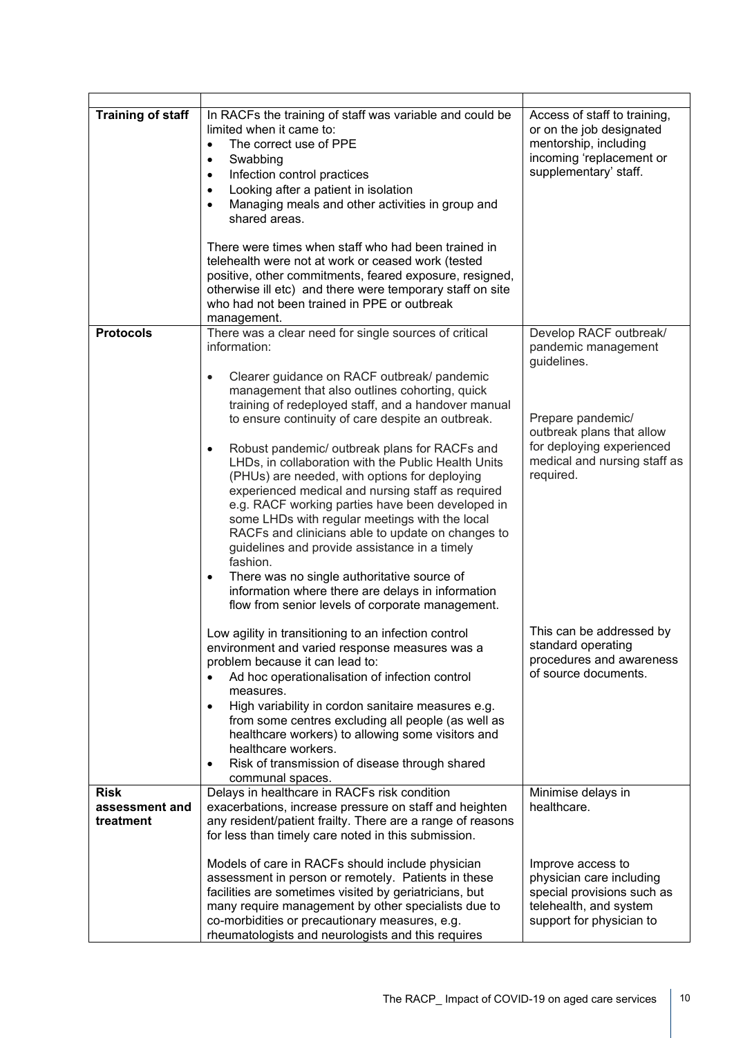| | | |
|---|---|---|
| **Training of staff** | In RACFs the training of staff was variable and could be limited when it came to:<br>• The correct use of PPE<br>• Swabbing<br>• Infection control practices<br>• Looking after a patient in isolation<br>• Managing meals and other activities in group and shared areas.<br><br>There were times when staff who had been trained in telehealth were not at work or ceased work (tested positive, other commitments, feared exposure, resigned, otherwise ill etc) and there were temporary staff on site who had not been trained in PPE or outbreak management. | Access of staff to training, or on the job designated mentorship, including incoming 'replacement or supplementary' staff. |
| **Protocols** | There was a clear need for single sources of critical information:<br><br>• Clearer guidance on RACF outbreak/ pandemic management that also outlines cohorting, quick training of redeployed staff, and a handover manual to ensure continuity of care despite an outbreak.<br><br>• Robust pandemic/ outbreak plans for RACFs and LHDs, in collaboration with the Public Health Units (PHUs) are needed, with options for deploying experienced medical and nursing staff as required e.g. RACF working parties have been developed in some LHDs with regular meetings with the local RACFs and clinicians able to update on changes to guidelines and provide assistance in a timely fashion.<br>• There was no single authoritative source of information where there are delays in information flow from senior levels of corporate management.<br><br>Low agility in transitioning to an infection control environment and varied response measures was a problem because it can lead to:<br>• Ad hoc operationalisation of infection control measures.<br>• High variability in cordon sanitaire measures e.g. from some centres excluding all people (as well as healthcare workers) to allowing some visitors and healthcare workers.<br>• Risk of transmission of disease through shared communal spaces. | Develop RACF outbreak/ pandemic management guidelines.<br><br>Prepare pandemic/ outbreak plans that allow for deploying experienced medical and nursing staff as required.<br><br>This can be addressed by standard operating procedures and awareness of source documents. |
| **Risk assessment and treatment** | Delays in healthcare in RACFs risk condition exacerbations, increase pressure on staff and heighten any resident/patient frailty. There are a range of reasons for less than timely care noted in this submission.<br><br>Models of care in RACFs should include physician assessment in person or remotely. Patients in these facilities are sometimes visited by geriatricians, but many require management by other specialists due to co-morbidities or precautionary measures, e.g. rheumatologists and neurologists and this requires | Minimise delays in healthcare.<br><br>Improve access to physician care including special provisions such as telehealth, and system support for physician to |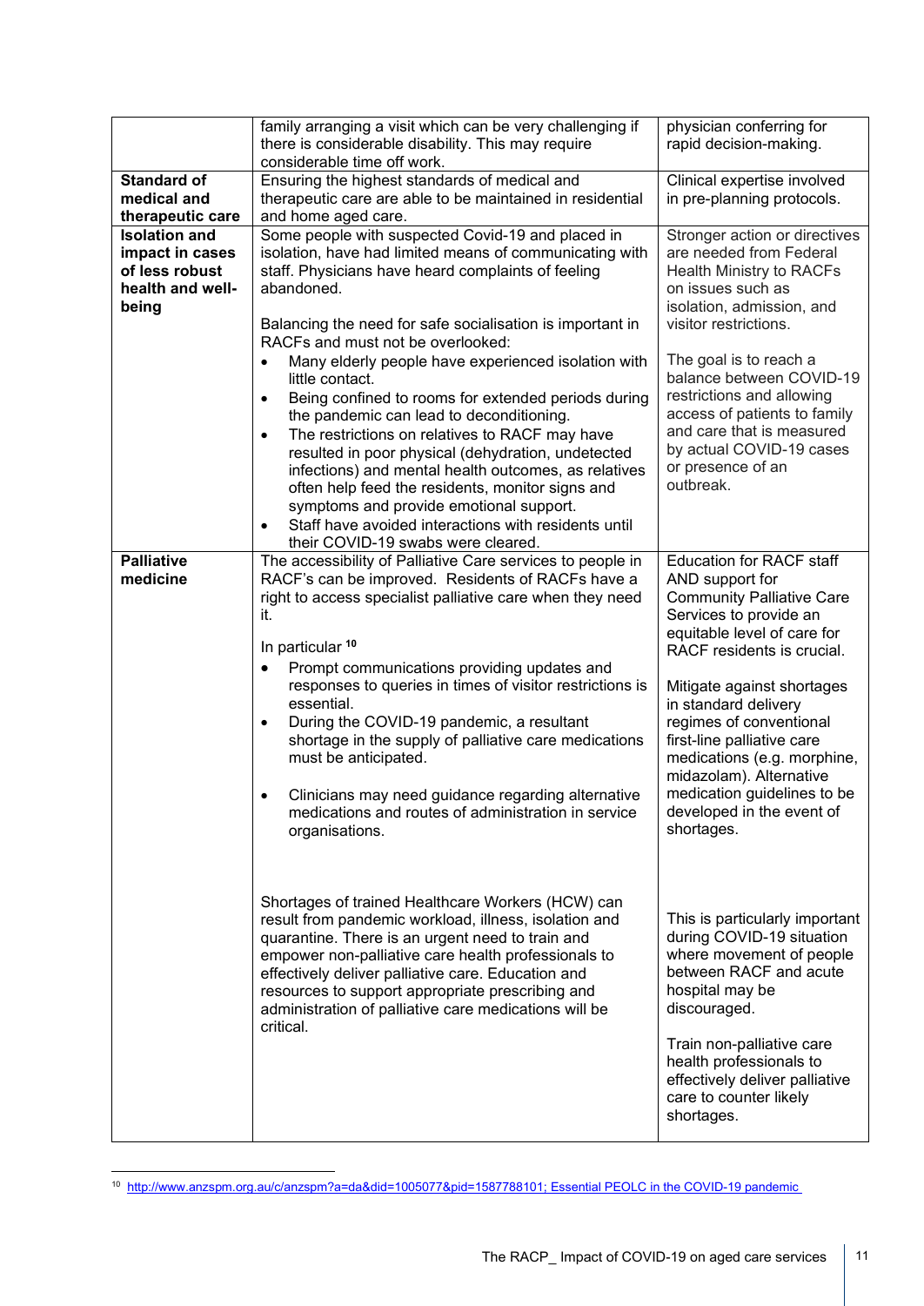| | | |
|---|---|---|
| | family arranging a visit which can be very challenging if there is considerable disability. This may require considerable time off work. | physician conferring for rapid decision-making. |
| **Standard of medical and therapeutic care** | Ensuring the highest standards of medical and therapeutic care are able to be maintained in residential and home aged care. | Clinical expertise involved in pre-planning protocols. |
| **Isolation and impact in cases of less robust health and well-being** | Some people with suspected Covid-19 and placed in isolation, have had limited means of communicating with staff. Physicians have heard complaints of feeling abandoned.<br><br>Balancing the need for safe socialisation is important in RACFs and must not be overlooked:<br>• Many elderly people have experienced isolation with little contact.<br>• Being confined to rooms for extended periods during the pandemic can lead to deconditioning.<br>• The restrictions on relatives to RACF may have resulted in poor physical (dehydration, undetected infections) and mental health outcomes, as relatives often help feed the residents, monitor signs and symptoms and provide emotional support.<br>• Staff have avoided interactions with residents until their COVID-19 swabs were cleared. | Stronger action or directives are needed from Federal Health Ministry to RACFs on issues such as isolation, admission, and visitor restrictions.<br><br>The goal is to reach a balance between COVID-19 restrictions and allowing access of patients to family and care that is measured by actual COVID-19 cases or presence of an outbreak. |
| **Palliative medicine** | The accessibility of Palliative Care services to people in RACF's can be improved. Residents of RACFs have a right to access specialist palliative care when they need it.<br><br>In particular [10]<br>• Prompt communications providing updates and responses to queries in times of visitor restrictions is essential.<br>• During the COVID-19 pandemic, a resultant shortage in the supply of palliative care medications must be anticipated.<br>• Clinicians may need guidance regarding alternative medications and routes of administration in service organisations.<br><br>Shortages of trained Healthcare Workers (HCW) can result from pandemic workload, illness, isolation and quarantine. There is an urgent need to train and empower non-palliative care health professionals to effectively deliver palliative care. Education and resources to support appropriate prescribing and administration of palliative care medications will be critical. | Education for RACF staff AND support for Community Palliative Care Services to provide an equitable level of care for RACF residents is crucial.<br><br>Mitigate against shortages in standard delivery regimes of conventional first-line palliative care medications (e.g. morphine, midazolam). Alternative medication guidelines to be developed in the event of shortages.<br><br>This is particularly important during COVID-19 situation where movement of people between RACF and acute hospital may be discouraged.<br><br>Train non-palliative care health professionals to effectively deliver palliative care to counter likely shortages. |

[10] http://www.anzspm.org.au/c/anzspm?a=da&did=1005077&pid=1587788101; Essential PEOLC in the COVID-19 pandemic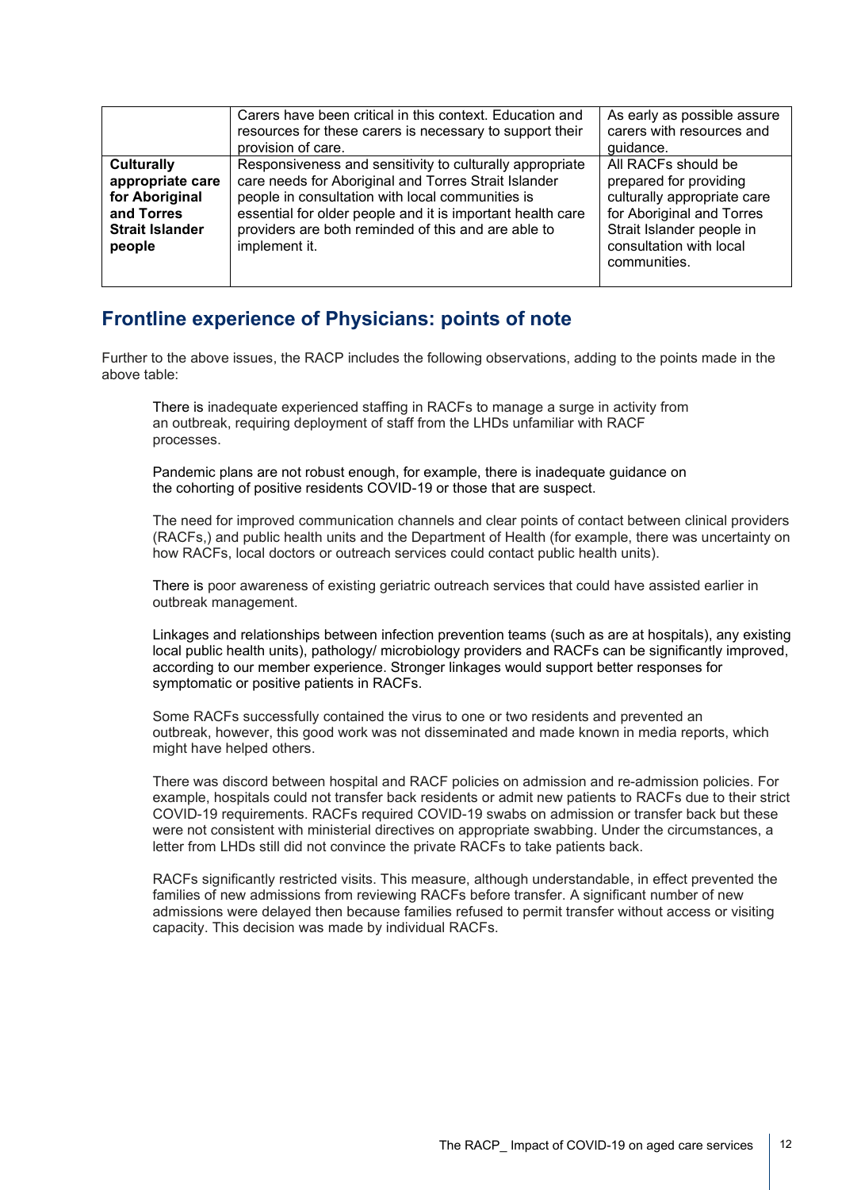|  |  |  |
|---|---|---|
|  | Carers have been critical in this context. Education and resources for these carers is necessary to support their provision of care. | As early as possible assure carers with resources and guidance. |
| **Culturally appropriate care for Aboriginal and Torres Strait Islander people** | Responsiveness and sensitivity to culturally appropriate care needs for Aboriginal and Torres Strait Islander people in consultation with local communities is essential for older people and it is important health care providers are both reminded of this and are able to implement it. | All RACFs should be prepared for providing culturally appropriate care for Aboriginal and Torres Strait Islander people in consultation with local communities. |

## Frontline experience of Physicians: points of note

Further to the above issues, the RACP includes the following observations, adding to the points made in the above table:

There is inadequate experienced staffing in RACFs to manage a surge in activity from an outbreak, requiring deployment of staff from the LHDs unfamiliar with RACF processes.

Pandemic plans are not robust enough, for example, there is inadequate guidance on the cohorting of positive residents COVID-19 or those that are suspect.

The need for improved communication channels and clear points of contact between clinical providers (RACFs,) and public health units and the Department of Health (for example, there was uncertainty on how RACFs, local doctors or outreach services could contact public health units).

There is poor awareness of existing geriatric outreach services that could have assisted earlier in outbreak management.

Linkages and relationships between infection prevention teams (such as are at hospitals), any existing local public health units), pathology/ microbiology providers and RACFs can be significantly improved, according to our member experience. Stronger linkages would support better responses for symptomatic or positive patients in RACFs.

Some RACFs successfully contained the virus to one or two residents and prevented an outbreak, however, this good work was not disseminated and made known in media reports, which might have helped others.

There was discord between hospital and RACF policies on admission and re-admission policies. For example, hospitals could not transfer back residents or admit new patients to RACFs due to their strict COVID-19 requirements. RACFs required COVID-19 swabs on admission or transfer back but these were not consistent with ministerial directives on appropriate swabbing. Under the circumstances, a letter from LHDs still did not convince the private RACFs to take patients back.

RACFs significantly restricted visits. This measure, although understandable, in effect prevented the families of new admissions from reviewing RACFs before transfer. A significant number of new admissions were delayed then because families refused to permit transfer without access or visiting capacity. This decision was made by individual RACFs.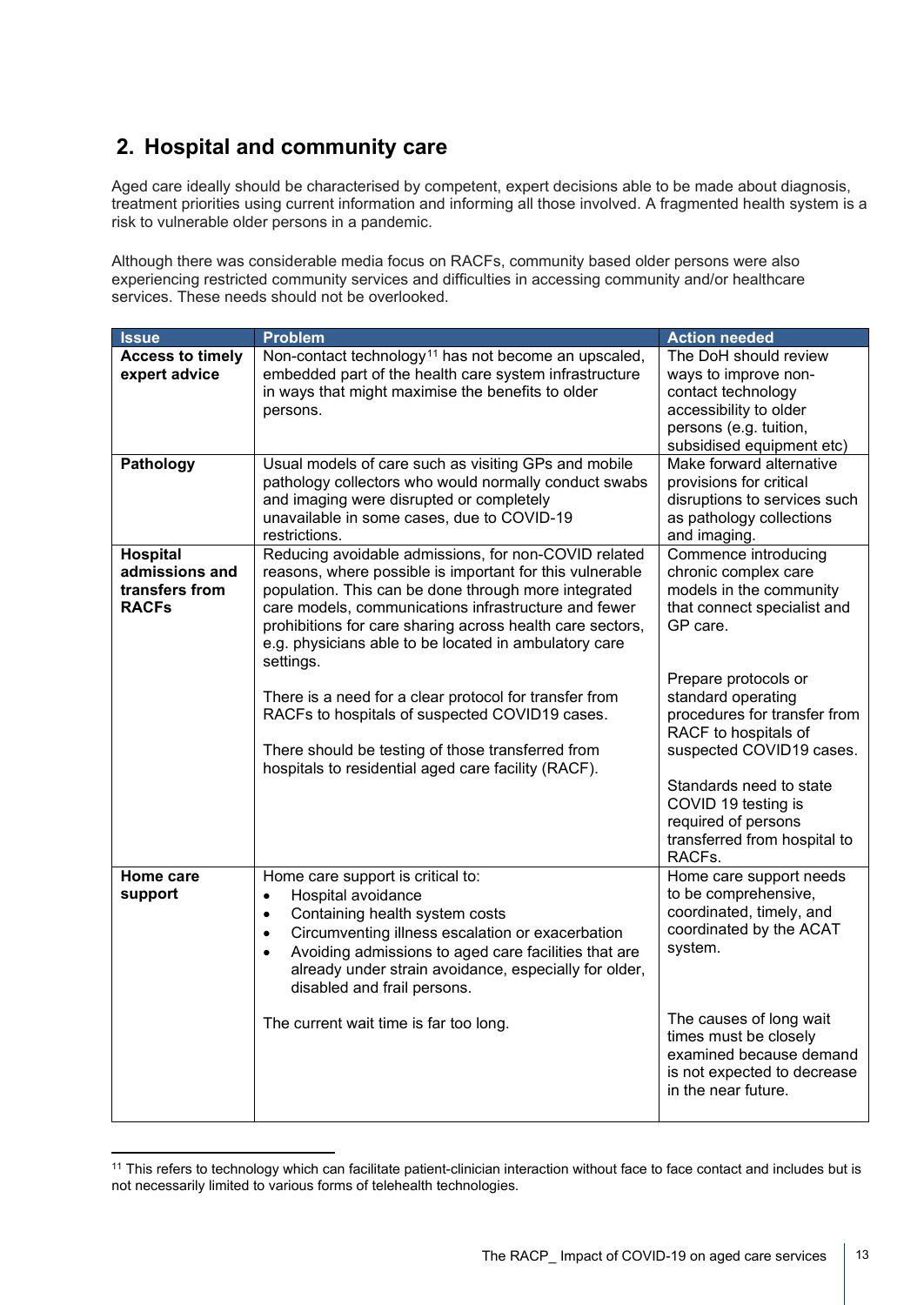## 2. Hospital and community care

Aged care ideally should be characterised by competent, expert decisions able to be made about diagnosis, treatment priorities using current information and informing all those involved. A fragmented health system is a risk to vulnerable older persons in a pandemic.

Although there was considerable media focus on RACFs, community based older persons were also experiencing restricted community services and difficulties in accessing community and/or healthcare services. These needs should not be overlooked.

| Issue | Problem | Action needed |
|---|---|---|
| **Access to timely expert advice** | Non-contact technology[11] has not become an upscaled, embedded part of the health care system infrastructure in ways that might maximise the benefits to older persons. | The DoH should review ways to improve non-contact technology accessibility to older persons (e.g. tuition, subsidised equipment etc) |
| **Pathology** | Usual models of care such as visiting GPs and mobile pathology collectors who would normally conduct swabs and imaging were disrupted or completely unavailable in some cases, due to COVID-19 restrictions. | Make forward alternative provisions for critical disruptions to services such as pathology collections and imaging. |
| **Hospital admissions and transfers from RACFs** | Reducing avoidable admissions, for non-COVID related reasons, where possible is important for this vulnerable population. This can be done through more integrated care models, communications infrastructure and fewer prohibitions for care sharing across health care sectors, e.g. physicians able to be located in ambulatory care settings.<br><br>There is a need for a clear protocol for transfer from RACFs to hospitals of suspected COVID19 cases.<br><br>There should be testing of those transferred from hospitals to residential aged care facility (RACF). | Commence introducing chronic complex care models in the community that connect specialist and GP care.<br><br>Prepare protocols or standard operating procedures for transfer from RACF to hospitals of suspected COVID19 cases.<br><br>Standards need to state COVID 19 testing is required of persons transferred from hospital to RACFs. |
| **Home care support** | Home care support is critical to:<br>• Hospital avoidance<br>• Containing health system costs<br>• Circumventing illness escalation or exacerbation<br>• Avoiding admissions to aged care facilities that are already under strain avoidance, especially for older, disabled and frail persons.<br><br>The current wait time is far too long. | Home care support needs to be comprehensive, coordinated, timely, and coordinated by the ACAT system.<br><br>The causes of long wait times must be closely examined because demand is not expected to decrease in the near future. |

[11] This refers to technology which can facilitate patient-clinician interaction without face to face contact and includes but is not necessarily limited to various forms of telehealth technologies.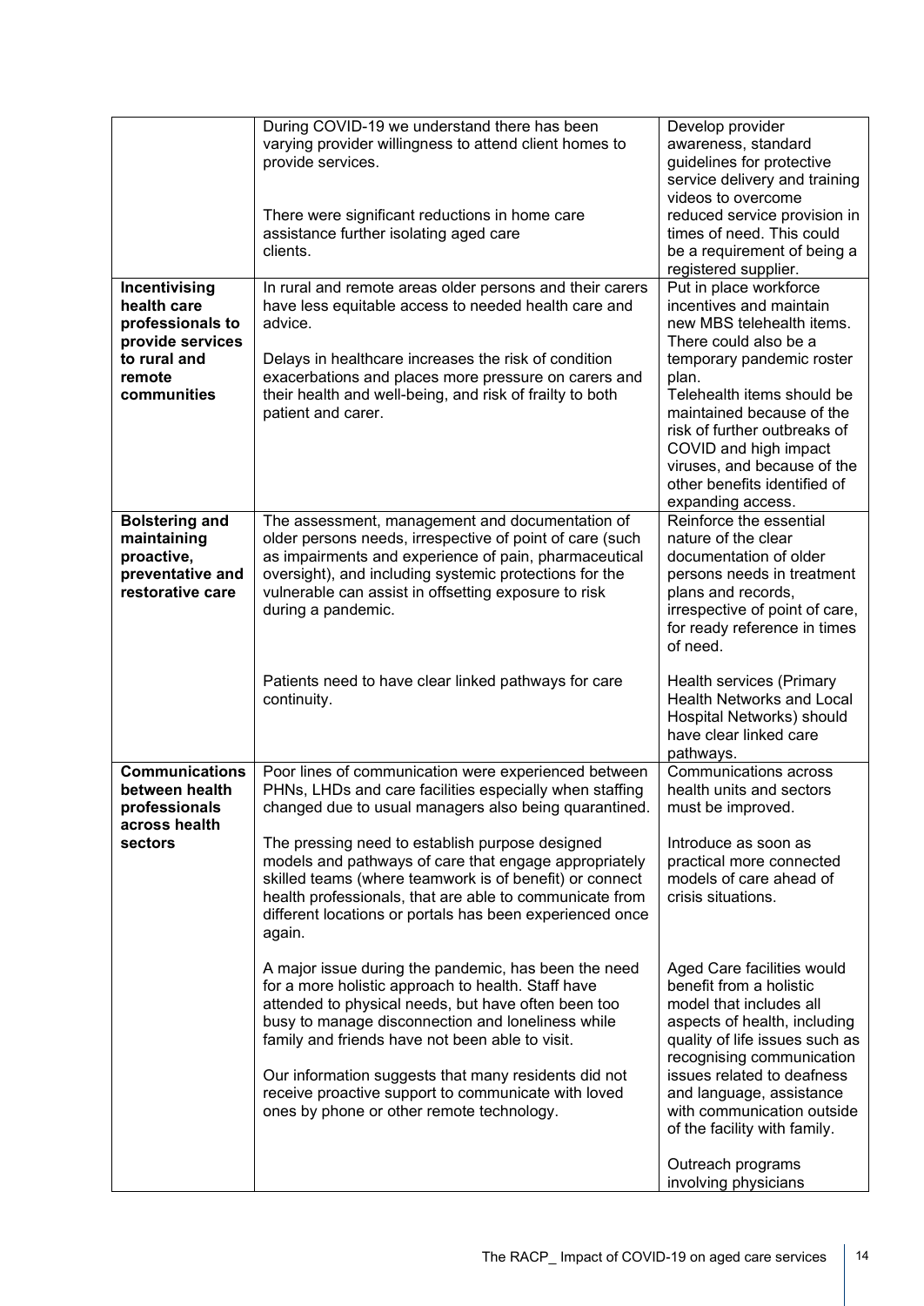| | | |
|---|---|---|
| | During COVID-19 we understand there has been varying provider willingness to attend client homes to provide services.<br><br>There were significant reductions in home care assistance further isolating aged care clients. | Develop provider awareness, standard guidelines for protective service delivery and training videos to overcome reduced service provision in times of need. This could be a requirement of being a registered supplier. |
| **Incentivising health care professionals to provide services to rural and remote communities** | In rural and remote areas older persons and their carers have less equitable access to needed health care and advice.<br><br>Delays in healthcare increases the risk of condition exacerbations and places more pressure on carers and their health and well-being, and risk of frailty to both patient and carer. | Put in place workforce incentives and maintain new MBS telehealth items. There could also be a temporary pandemic roster plan.<br>Telehealth items should be maintained because of the risk of further outbreaks of COVID and high impact viruses, and because of the other benefits identified of expanding access. |
| **Bolstering and maintaining proactive, preventative and restorative care** | The assessment, management and documentation of older persons needs, irrespective of point of care (such as impairments and experience of pain, pharmaceutical oversight), and including systemic protections for the vulnerable can assist in offsetting exposure to risk during a pandemic.<br><br>Patients need to have clear linked pathways for care continuity. | Reinforce the essential nature of the clear documentation of older persons needs in treatment plans and records, irrespective of point of care, for ready reference in times of need.<br><br>Health services (Primary Health Networks and Local Hospital Networks) should have clear linked care pathways. |
| **Communications between health professionals across health sectors** | Poor lines of communication were experienced between PHNs, LHDs and care facilities especially when staffing changed due to usual managers also being quarantined.<br><br>The pressing need to establish purpose designed models and pathways of care that engage appropriately skilled teams (where teamwork is of benefit) or connect health professionals, that are able to communicate from different locations or portals has been experienced once again.<br><br>A major issue during the pandemic, has been the need for a more holistic approach to health. Staff have attended to physical needs, but have often been too busy to manage disconnection and loneliness while family and friends have not been able to visit.<br><br>Our information suggests that many residents did not receive proactive support to communicate with loved ones by phone or other remote technology. | Communications across health units and sectors must be improved.<br><br>Introduce as soon as practical more connected models of care ahead of crisis situations.<br><br>Aged Care facilities would benefit from a holistic model that includes all aspects of health, including quality of life issues such as recognising communication issues related to deafness and language, assistance with communication outside of the facility with family.<br><br>Outreach programs involving physicians |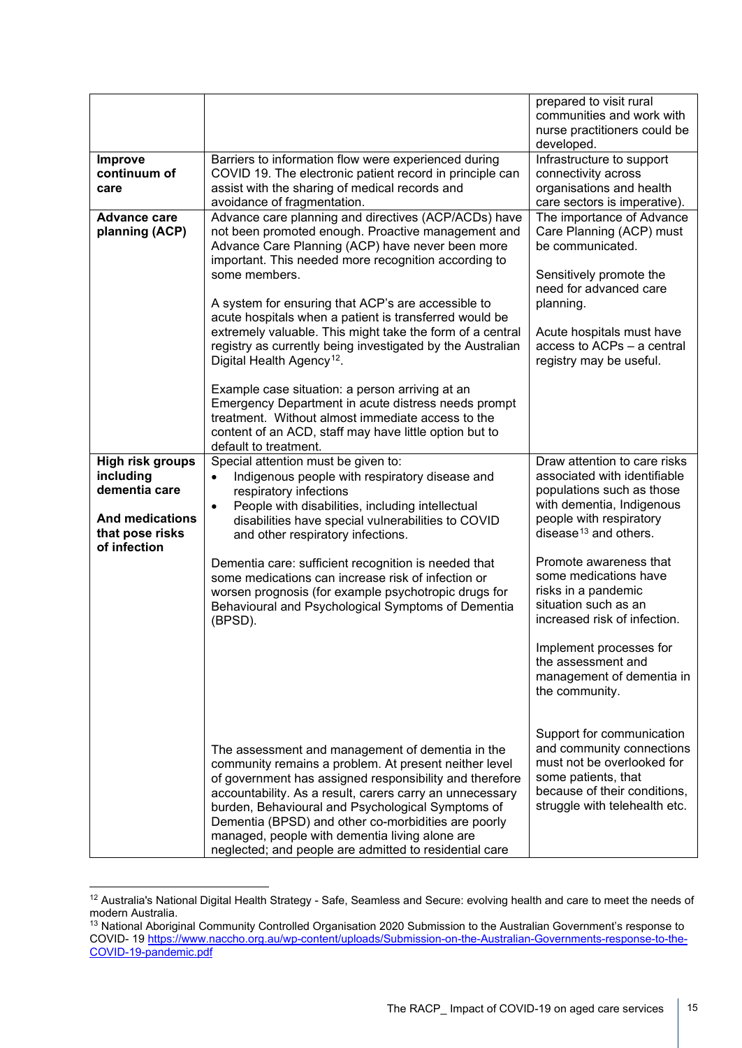| | | |
|---|---|---|
| | | prepared to visit rural communities and work with nurse practitioners could be developed. |
| **Improve continuum of care** | Barriers to information flow were experienced during COVID 19. The electronic patient record in principle can assist with the sharing of medical records and avoidance of fragmentation. | Infrastructure to support connectivity across organisations and health care sectors is imperative). |
| **Advance care planning (ACP)** | Advance care planning and directives (ACP/ACDs) have not been promoted enough. Proactive management and Advance Care Planning (ACP) have never been more important. This needed more recognition according to some members.<br><br>A system for ensuring that ACP's are accessible to acute hospitals when a patient is transferred would be extremely valuable. This might take the form of a central registry as currently being investigated by the Australian Digital Health Agency[12].<br><br>Example case situation: a person arriving at an Emergency Department in acute distress needs prompt treatment. Without almost immediate access to the content of an ACD, staff may have little option but to default to treatment. | The importance of Advance Care Planning (ACP) must be communicated.<br><br>Sensitively promote the need for advanced care planning.<br><br>Acute hospitals must have access to ACPs – a central registry may be useful. |
| **High risk groups including dementia care**<br><br>**And medications that pose risks of infection** | Special attention must be given to:<br>• Indigenous people with respiratory disease and respiratory infections<br>• People with disabilities, including intellectual disabilities have special vulnerabilities to COVID and other respiratory infections.<br><br>Dementia care: sufficient recognition is needed that some medications can increase risk of infection or worsen prognosis (for example psychotropic drugs for Behavioural and Psychological Symptoms of Dementia (BPSD).<br><br>The assessment and management of dementia in the community remains a problem. At present neither level of government has assigned responsibility and therefore accountability. As a result, carers carry an unnecessary burden, Behavioural and Psychological Symptoms of Dementia (BPSD) and other co-morbidities are poorly managed, people with dementia living alone are neglected; and people are admitted to residential care | Draw attention to care risks associated with identifiable populations such as those with dementia, Indigenous people with respiratory disease[13] and others.<br><br>Promote awareness that some medications have risks in a pandemic situation such as an increased risk of infection.<br><br>Implement processes for the assessment and management of dementia in the community.<br><br>Support for communication and community connections must not be overlooked for some patients, that because of their conditions, struggle with telehealth etc. |

[12] Australia's National Digital Health Strategy - Safe, Seamless and Secure: evolving health and care to meet the needs of modern Australia.

[13] National Aboriginal Community Controlled Organisation 2020 Submission to the Australian Government's response to COVID- 19 https://www.naccho.org.au/wp-content/uploads/Submission-on-the-Australian-Governments-response-to-the-COVID-19-pandemic.pdf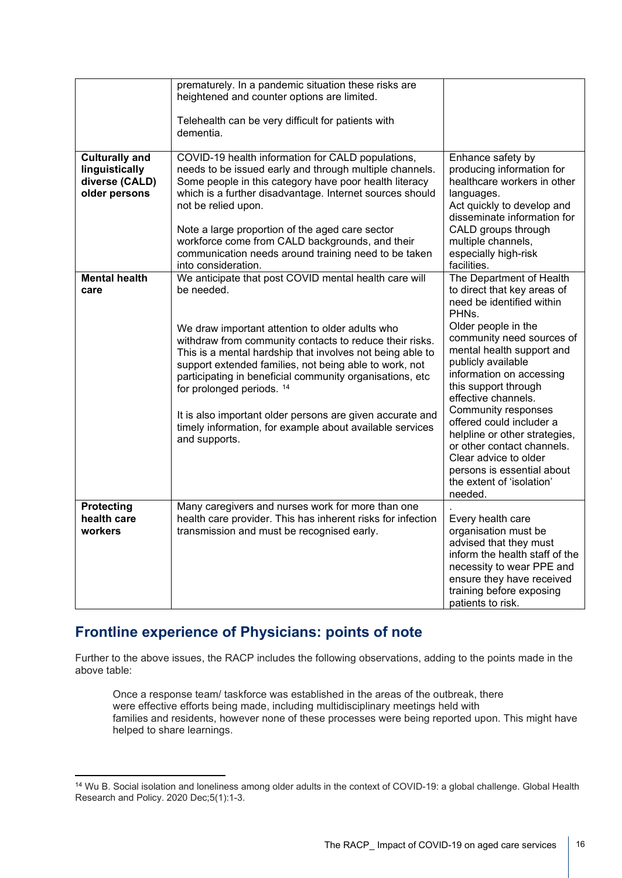| | | |
|---|---|---|
| | prematurely. In a pandemic situation these risks are heightened and counter options are limited.<br><br>Telehealth can be very difficult for patients with dementia. | |
| **Culturally and linguistically diverse (CALD) older persons** | COVID-19 health information for CALD populations, needs to be issued early and through multiple channels. Some people in this category have poor health literacy which is a further disadvantage. Internet sources should not be relied upon.<br><br>Note a large proportion of the aged care sector workforce come from CALD backgrounds, and their communication needs around training need to be taken into consideration. | Enhance safety by producing information for healthcare workers in other languages.<br>Act quickly to develop and disseminate information for CALD groups through multiple channels, especially high-risk facilities. |
| **Mental health care** | We anticipate that post COVID mental health care will be needed.<br><br>We draw important attention to older adults who withdraw from community contacts to reduce their risks. This is a mental hardship that involves not being able to support extended families, not being able to work, not participating in beneficial community organisations, etc for prolonged periods. [14]<br><br>It is also important older persons are given accurate and timely information, for example about available services and supports. | The Department of Health to direct that key areas of need be identified within PHNs.<br>Older people in the community need sources of mental health support and publicly available information on accessing this support through effective channels.<br>Community responses offered could includer a helpline or other strategies, or other contact channels.<br>Clear advice to older persons is essential about the extent of 'isolation' needed. |
| **Protecting health care workers** | Many caregivers and nurses work for more than one health care provider. This has inherent risks for infection transmission and must be recognised early. | .<br>Every health care organisation must be advised that they must inform the health staff of the necessity to wear PPE and ensure they have received training before exposing patients to risk. |

## Frontline experience of Physicians: points of note

Further to the above issues, the RACP includes the following observations, adding to the points made in the above table:

> Once a response team/ taskforce was established in the areas of the outbreak, there were effective efforts being made, including multidisciplinary meetings held with families and residents, however none of these processes were being reported upon. This might have helped to share learnings.

[14] Wu B. Social isolation and loneliness among older adults in the context of COVID-19: a global challenge. Global Health Research and Policy. 2020 Dec;5(1):1-3.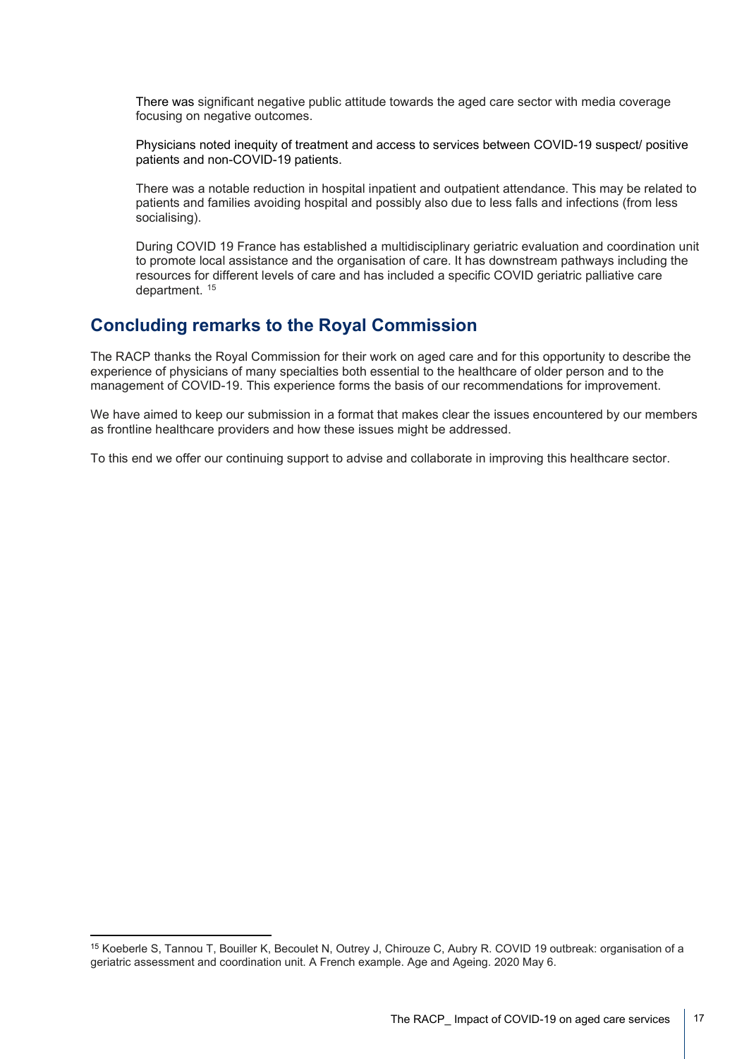There was significant negative public attitude towards the aged care sector with media coverage focusing on negative outcomes.

Physicians noted inequity of treatment and access to services between COVID-19 suspect/ positive patients and non-COVID-19 patients.

There was a notable reduction in hospital inpatient and outpatient attendance. This may be related to patients and families avoiding hospital and possibly also due to less falls and infections (from less socialising).

During COVID 19 France has established a multidisciplinary geriatric evaluation and coordination unit to promote local assistance and the organisation of care. It has downstream pathways including the resources for different levels of care and has included a specific COVID geriatric palliative care department. [15]

## Concluding remarks to the Royal Commission

The RACP thanks the Royal Commission for their work on aged care and for this opportunity to describe the experience of physicians of many specialties both essential to the healthcare of older person and to the management of COVID-19. This experience forms the basis of our recommendations for improvement.

We have aimed to keep our submission in a format that makes clear the issues encountered by our members as frontline healthcare providers and how these issues might be addressed.

To this end we offer our continuing support to advise and collaborate in improving this healthcare sector.

---

[15] Koeberle S, Tannou T, Bouiller K, Becoulet N, Outrey J, Chirouze C, Aubry R. COVID 19 outbreak: organisation of a geriatric assessment and coordination unit. A French example. Age and Ageing. 2020 May 6.